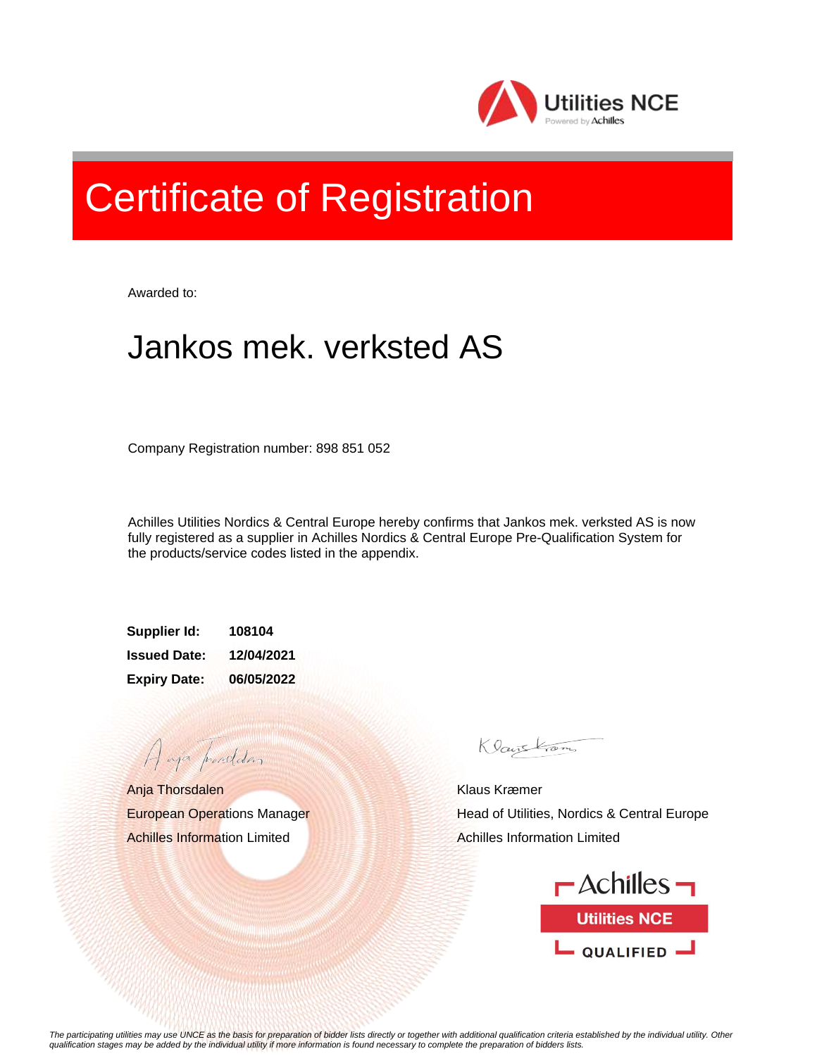Utilities NCE
Powered by Achilles

# Certificate of Registration

Awarded to:

## Jankos mek. verksted AS

Company Registration number: 898 851 052

Achilles Utilities Nordics & Central Europe hereby confirms that Jankos mek. verksted AS is now fully registered as a supplier in Achilles Nordics & Central Europe Pre-Qualification System for the products/service codes listed in the appendix.

**Supplier Id:** **108104**
**Issued Date:** **12/04/2021**
**Expiry Date:** **06/05/2022**

Anja Thorsdalen
European Operations Manager
Achilles Information Limited

Klaus Kræmer
Head of Utilities, Nordics & Central Europe
Achilles Information Limited

Achilles
Utilities NCE
QUALIFIED

*The participating utilities may use UNCE as the basis for preparation of bidder lists directly or together with additional qualification criteria established by the individual utility. Other qualification stages may be added by the individual utility if more information is found necessary to complete the preparation of bidders lists.*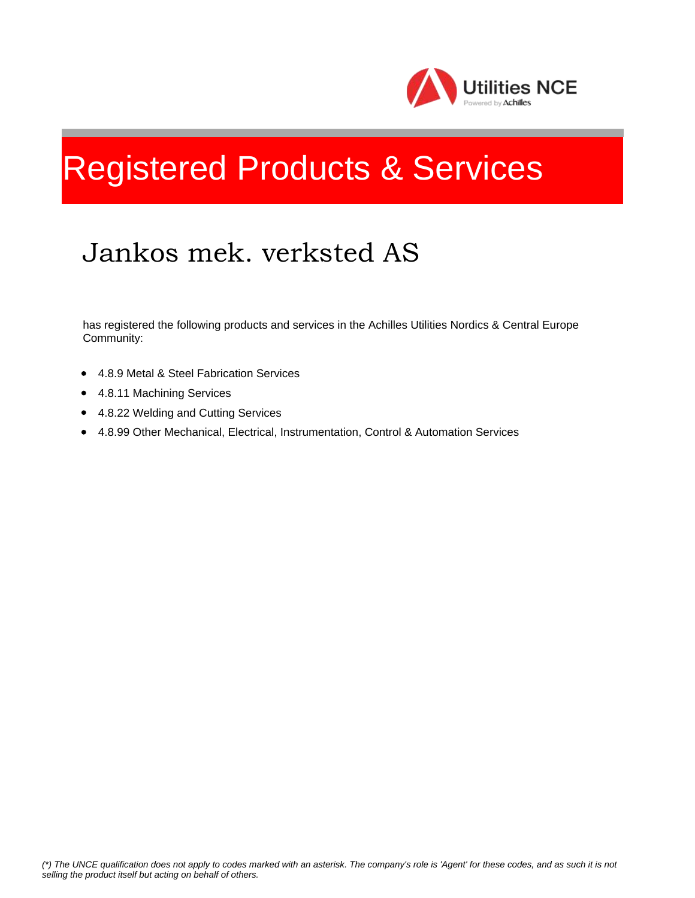Utilities NCE

Powered by Achilles

# Registered Products & Services

## Jankos mek. verksted AS

has registered the following products and services in the Achilles Utilities Nordics & Central Europe Community:

- 4.8.9 Metal & Steel Fabrication Services
- 4.8.11 Machining Services
- 4.8.22 Welding and Cutting Services
- 4.8.99 Other Mechanical, Electrical, Instrumentation, Control & Automation Services

*(*) The UNCE qualification does not apply to codes marked with an asterisk. The company's role is 'Agent' for these codes, and as such it is not selling the product itself but acting on behalf of others.*